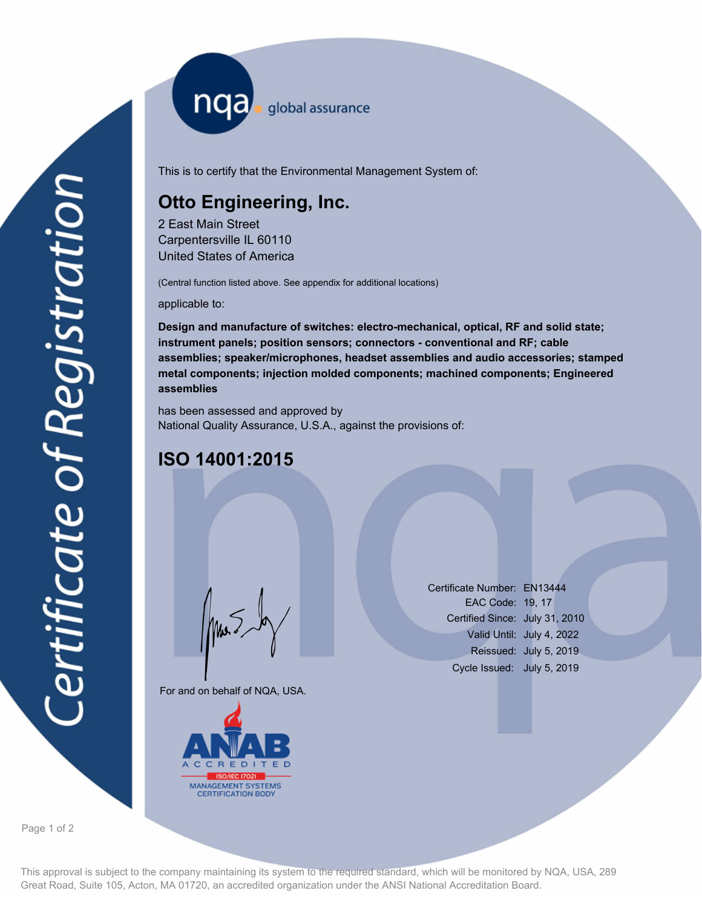nqa global assurance

# Certificate of Registration

This is to certify that the Environmental Management System of:

## Otto Engineering, Inc.

2 East Main Street
Carpentersville IL 60110
United States of America

(Central function listed above. See appendix for additional locations)

applicable to:

**Design and manufacture of switches: electro-mechanical, optical, RF and solid state; instrument panels; position sensors; connectors - conventional and RF; cable assemblies; speaker/microphones, headset assemblies and audio accessories; stamped metal components; injection molded components; machined components; Engineered assemblies**

has been assessed and approved by
National Quality Assurance, U.S.A., against the provisions of:

## ISO 14001:2015

| | |
|---|---|
| Certificate Number: | EN13444 |
| EAC Code: | 19, 17 |
| Certified Since: | July 31, 2010 |
| Valid Until: | July 4, 2022 |
| Reissued: | July 5, 2019 |
| Cycle Issued: | July 5, 2019 |

For and on behalf of NQA, USA.

ANAB ACCREDITED ISO/IEC 17021 MANAGEMENT SYSTEMS CERTIFICATION BODY

This approval is subject to the company maintaining its system to the required standard, which will be monitored by NQA, USA, 289 Great Road, Suite 105, Acton, MA 01720, an accredited organization under the ANSI National Accreditation Board.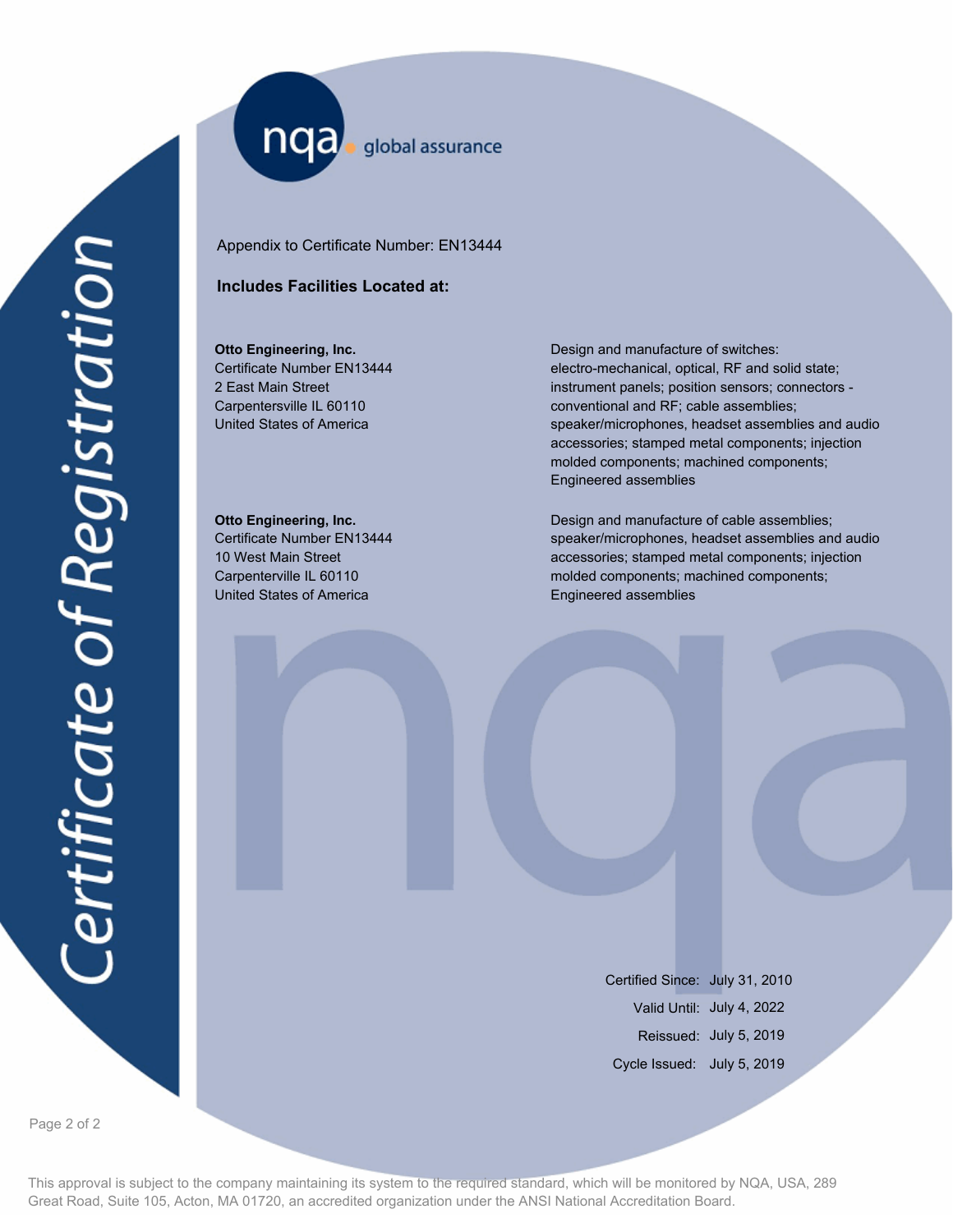nqa global assurance

Certificate of Registration

Appendix to Certificate Number: EN13444

**Includes Facilities Located at:**

| | |
|---|---|
| **Otto Engineering, Inc.**<br>Certificate Number EN13444<br>2 East Main Street<br>Carpentersville IL 60110<br>United States of America | Design and manufacture of switches: electro-mechanical, optical, RF and solid state; instrument panels; position sensors; connectors - conventional and RF; cable assemblies; speaker/microphones, headset assemblies and audio accessories; stamped metal components; injection molded components; machined components; Engineered assemblies |
| **Otto Engineering, Inc.**<br>Certificate Number EN13444<br>10 West Main Street<br>Carpenterville IL 60110<br>United States of America | Design and manufacture of cable assemblies; speaker/microphones, headset assemblies and audio accessories; stamped metal components; injection molded components; machined components; Engineered assemblies |

Certified Since: July 31, 2010
Valid Until: July 4, 2022
Reissued: July 5, 2019
Cycle Issued: July 5, 2019

This approval is subject to the company maintaining its system to the required standard, which will be monitored by NQA, USA, 289 Great Road, Suite 105, Acton, MA 01720, an accredited organization under the ANSI National Accreditation Board.